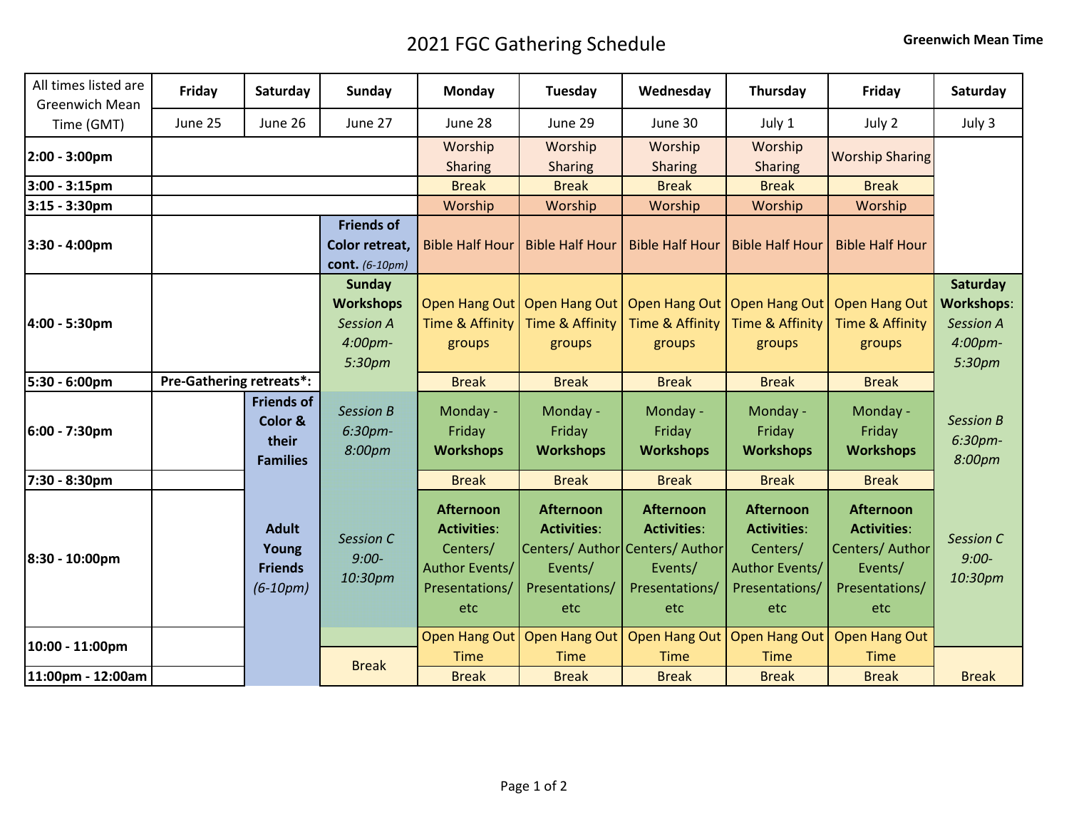# 2021 FGC Gathering Schedule

**Greenwich Mean Time**

| All times listed are Greenwich Mean Time (GMT) | Friday | Saturday | Sunday | Monday | Tuesday | Wednesday | Thursday | Friday | Saturday |
|---|---|---|---|---|---|---|---|---|---|
| | June 25 | June 26 | June 27 | June 28 | June 29 | June 30 | July 1 | July 2 | July 3 |
| **2:00 - 3:00pm** | | | | Worship Sharing | Worship Sharing | Worship Sharing | Worship Sharing | Worship Sharing | |
| **3:00 - 3:15pm** | | | | Break | Break | Break | Break | Break | |
| **3:15 - 3:30pm** | | | | Worship | Worship | Worship | Worship | Worship | |
| **3:30 - 4:00pm** | | | **Friends of Color retreat, cont.** *(6-10pm)* | Bible Half Hour | Bible Half Hour | Bible Half Hour | Bible Half Hour | Bible Half Hour | |
| **4:00 - 5:30pm** | | | **Sunday Workshops** *Session A 4:00pm-5:30pm* | Open Hang Out Time & Affinity groups | Open Hang Out Time & Affinity groups | Open Hang Out Time & Affinity groups | Open Hang Out Time & Affinity groups | Open Hang Out Time & Affinity groups | **Saturday Workshops**: *Session A 4:00pm-5:30pm* |
| **5:30 - 6:00pm** | **Pre-Gathering retreats*:** | | | Break | Break | Break | Break | Break | |
| **6:00 - 7:30pm** | | **Friends of Color & their Families** | *Session B 6:30pm-8:00pm* | Monday - Friday **Workshops** | Monday - Friday **Workshops** | Monday - Friday **Workshops** | Monday - Friday **Workshops** | Monday - Friday **Workshops** | *Session B 6:30pm-8:00pm* |
| **7:30 - 8:30pm** | | | | Break | Break | Break | Break | Break | |
| **8:30 - 10:00pm** | | **Adult Young Friends** *(6-10pm)* | *Session C 9:00-10:30pm* | **Afternoon Activities**: Centers/ Author Events/ Presentations/ etc | **Afternoon Activities**: Centers/ Author Events/ Presentations/ etc | **Afternoon Activities**: Centers/ Author Events/ Presentations/ etc | **Afternoon Activities**: Centers/ Author Events/ Presentations/ etc | **Afternoon Activities**: Centers/ Author Events/ Presentations/ etc | *Session C 9:00-10:30pm* |
| **10:00 - 11:00pm** | | | Break | Open Hang Out Time | Open Hang Out Time | Open Hang Out Time | Open Hang Out Time | Open Hang Out Time | |
| **11:00pm - 12:00am** | | | | Break | Break | Break | Break | Break | Break |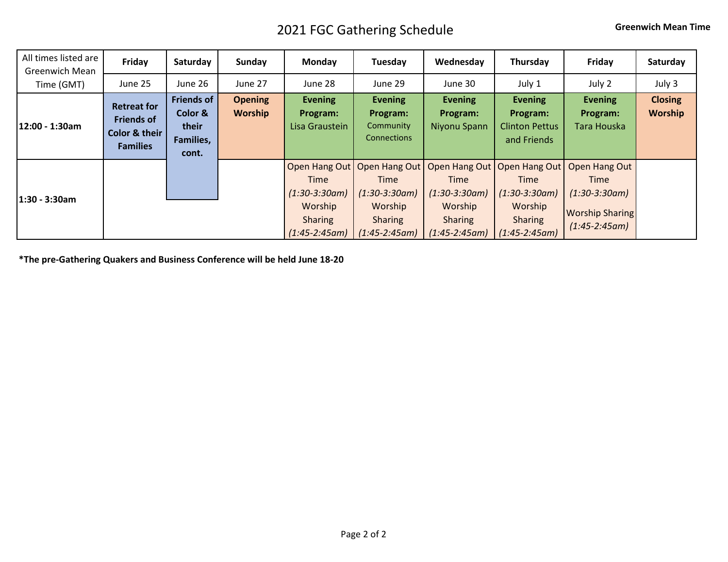# 2021 FGC Gathering Schedule

**Greenwich Mean Time**

| All times listed are Greenwich Mean Time (GMT) | **Friday** | **Saturday** | **Sunday** | **Monday** | **Tuesday** | **Wednesday** | **Thursday** | **Friday** | **Saturday** |
|---|---|---|---|---|---|---|---|---|---|
| | June 25 | June 26 | June 27 | June 28 | June 29 | June 30 | July 1 | July 2 | July 3 |
| **12:00 - 1:30am** | **Retreat for Friends of Color & their Families** | **Friends of Color & their Families, cont.** | **Opening Worship** | **Evening Program:** Lisa Graustein | **Evening Program:** Community Connections | **Evening Program:** Niyonu Spann | **Evening Program:** Clinton Pettus and Friends | **Evening Program:** Tara Houska | **Closing Worship** |
| **1:30 - 3:30am** | | | | Open Hang Out Time *(1:30-3:30am)* Worship Sharing *(1:45-2:45am)* | Open Hang Out Time *(1:30-3:30am)* Worship Sharing *(1:45-2:45am)* | Open Hang Out Time *(1:30-3:30am)* Worship Sharing *(1:45-2:45am)* | Open Hang Out Time *(1:30-3:30am)* Worship Sharing *(1:45-2:45am)* | Open Hang Out Time *(1:30-3:30am)* Worship Sharing *(1:45-2:45am)* | |

**\*The pre-Gathering Quakers and Business Conference will be held June 18-20**